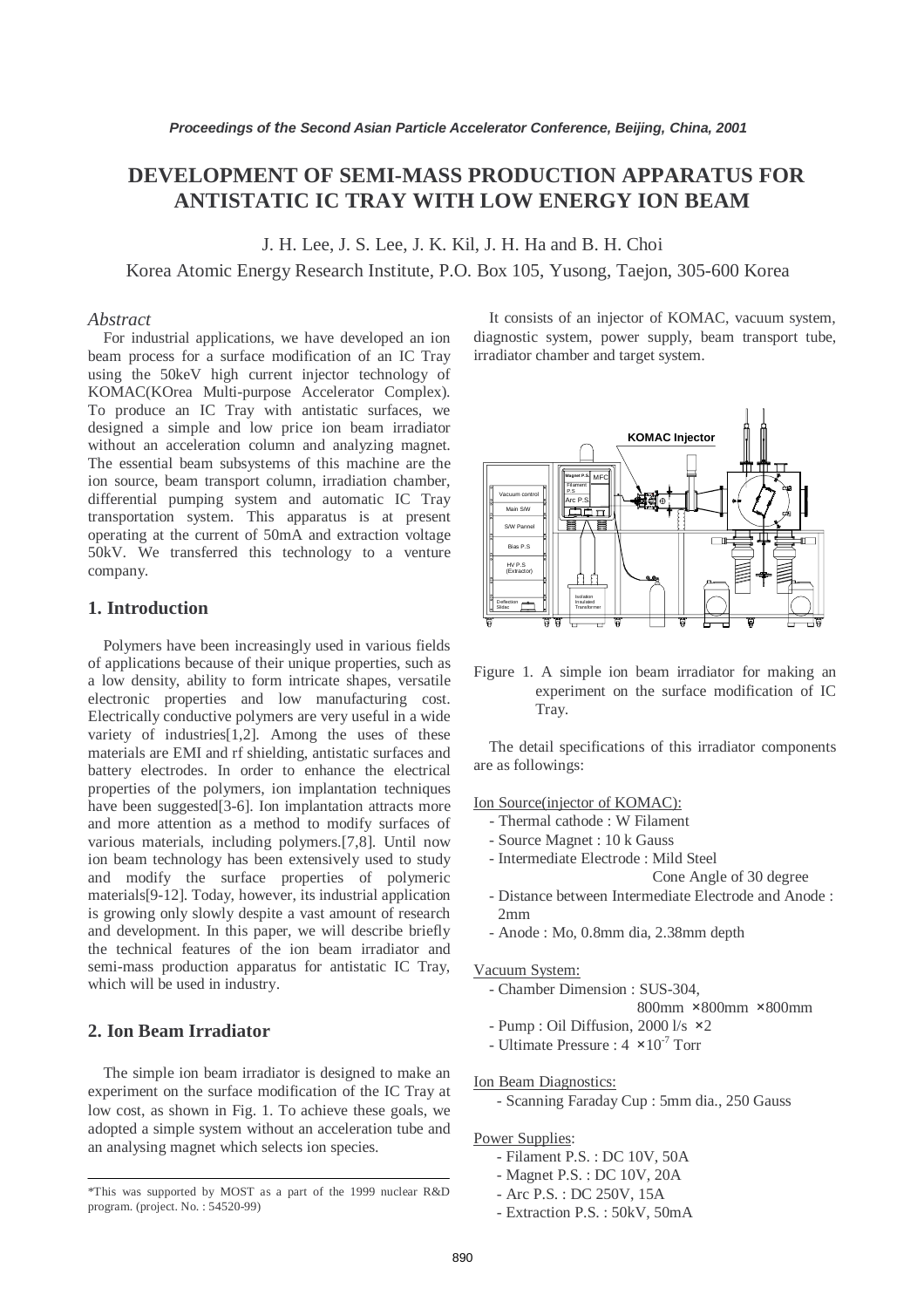# DEVELOPMENT OF SEMI-MASS PRODUCTION APPARATUS FOR ANTISTATIC IC TRAY WITH LOW ENERGY ION BEAM

J. H. Lee, J. S. Lee, J. K. Kil, J. H. Ha and B. H. Choi

Korea Atomic Energy Research Institute, P.O. Box 105, Yusong, Taejon, 305-600 Korea

## *Abstract*

For industrial applications, we have developed an ion beam process for a surface modification of an IC Tray using the 50keV high current injector technology of KOMAC(KOrea Multi-purpose Accelerator Complex). To produce an IC Tray with antistatic surfaces, we designed a simple and low price ion beam irradiator without an acceleration column and analyzing magnet. The essential beam subsystems of this machine are the ion source, beam transport column, irradiation chamber, differential pumping system and automatic IC Tray transportation system. This apparatus is at present operating at the current of 50mA and extraction voltage 50kV. We transferred this technology to a venture company.

## 1. Introduction

Polymers have been increasingly used in various fields of applications because of their unique properties, such as a low density, ability to form intricate shapes, versatile electronic properties and low manufacturing cost. Electrically conductive polymers are very useful in a wide variety of industries[1,2]. Among the uses of these materials are EMI and rf shielding, antistatic surfaces and battery electrodes. In order to enhance the electrical properties of the polymers, ion implantation techniques have been suggested[3-6]. Ion implantation attracts more and more attention as a method to modify surfaces of various materials, including polymers.[7,8]. Until now ion beam technology has been extensively used to study and modify the surface properties of polymeric materials[9-12]. Today, however, its industrial application is growing only slowly despite a vast amount of research and development. In this paper, we will describe briefly the technical features of the ion beam irradiator and semi-mass production apparatus for antistatic IC Tray, which will be used in industry.

## 2. Ion Beam Irradiator

The simple ion beam irradiator is designed to make an experiment on the surface modification of the IC Tray at low cost, as shown in Fig. 1. To achieve these goals, we adopted a simple system without an acceleration tube and an analysing magnet which selects ion species.

*This was supported by MOST as a part of the 1999 nuclear R&D program. (project. No. : 54520-99)

It consists of an injector of KOMAC, vacuum system, diagnostic system, power supply, beam transport tube, irradiator chamber and target system.

Figure 1. A simple ion beam irradiator for making an experiment on the surface modification of IC Tray.

The detail specifications of this irradiator components are as followings:

Ion Source(injector of KOMAC):

- Thermal cathode : W Filament
- Source Magnet : 10 k Gauss
- Intermediate Electrode : Mild Steel
  Cone Angle of 30 degree
- Distance between Intermediate Electrode and Anode : 2mm
- Anode : Mo, 0.8mm dia, 2.38mm depth

Vacuum System:

- Chamber Dimension : SUS-304, 800mm × 800mm × 800mm
- Pump : Oil Diffusion, 2000 l/s × 2
- Ultimate Pressure : $4 \times 10^{-7}$ Torr

Ion Beam Diagnostics:

- Scanning Faraday Cup : 5mm dia., 250 Gauss

Power Supplies:

- Filament P.S. : DC 10V, 50A
- Magnet P.S. : DC 10V, 20A
- Arc P.S. : DC 250V, 15A
- Extraction P.S. : 50kV, 50mA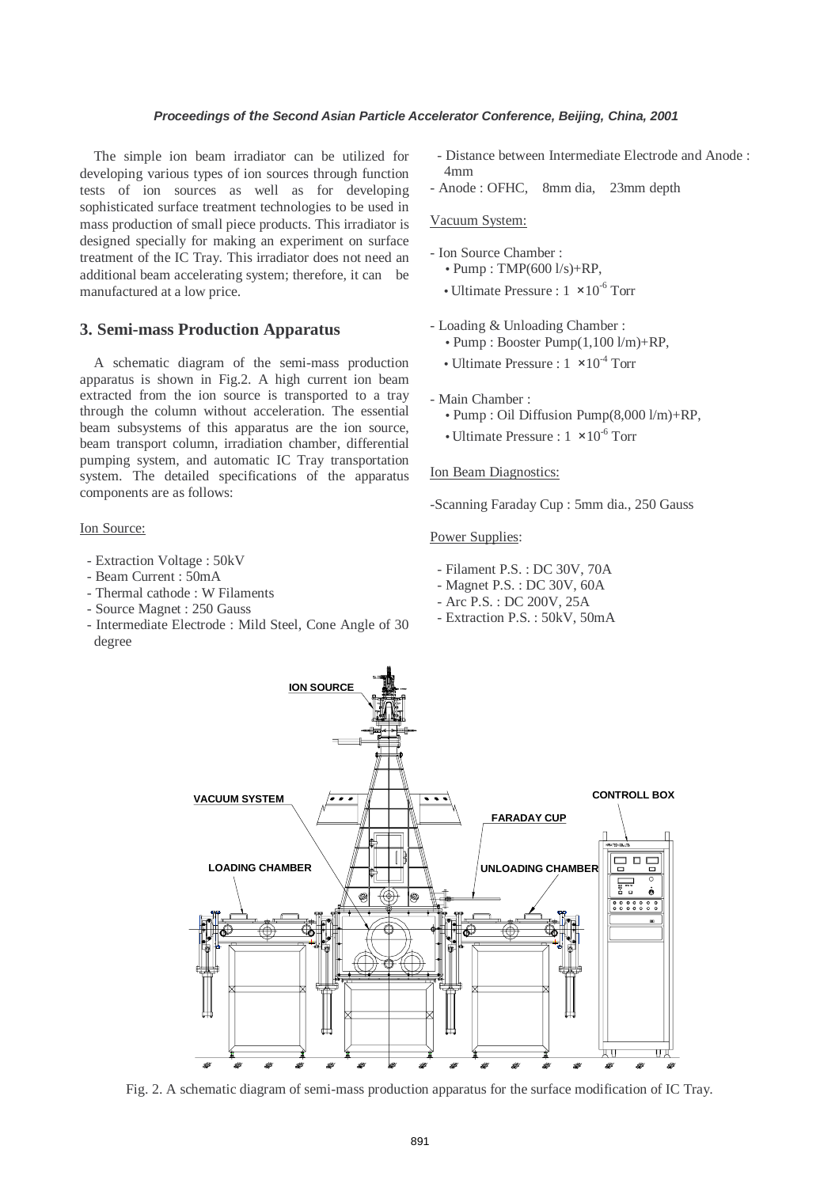The simple ion beam irradiator can be utilized for developing various types of ion sources through function tests of ion sources as well as for developing sophisticated surface treatment technologies to be used in mass production of small piece products. This irradiator is designed specially for making an experiment on surface treatment of the IC Tray. This irradiator does not need an additional beam accelerating system; therefore, it can be manufactured at a low price.

## 3. Semi-mass Production Apparatus

A schematic diagram of the semi-mass production apparatus is shown in Fig.2. A high current ion beam extracted from the ion source is transported to a tray through the column without acceleration. The essential beam subsystems of this apparatus are the ion source, beam transport column, irradiation chamber, differential pumping system, and automatic IC Tray transportation system. The detailed specifications of the apparatus components are as follows:

Ion Source:

- Extraction Voltage : 50kV
- Beam Current : 50mA
- Thermal cathode : W Filaments
- Source Magnet : 250 Gauss
- Intermediate Electrode : Mild Steel, Cone Angle of 30 degree
- Distance between Intermediate Electrode and Anode : 4mm
- Anode : OFHC, 8mm dia, 23mm depth

Vacuum System:

- Ion Source Chamber :
  - Pump : TMP(600 l/s)+RP,
  - Ultimate Pressure : $1 \times 10^{-6}$ Torr
- Loading & Unloading Chamber :
  - Pump : Booster Pump(1,100 l/m)+RP,
  - Ultimate Pressure : $1 \times 10^{-4}$ Torr
- Main Chamber :
  - Pump : Oil Diffusion Pump(8,000 l/m)+RP,
  - Ultimate Pressure : $1 \times 10^{-6}$ Torr

Ion Beam Diagnostics:

-Scanning Faraday Cup : 5mm dia., 250 Gauss

Power Supplies:

- Filament P.S. : DC 30V, 70A
- Magnet P.S. : DC 30V, 60A
- Arc P.S. : DC 200V, 25A
- Extraction P.S. : 50kV, 50mA

Fig. 2. A schematic diagram of semi-mass production apparatus for the surface modification of IC Tray.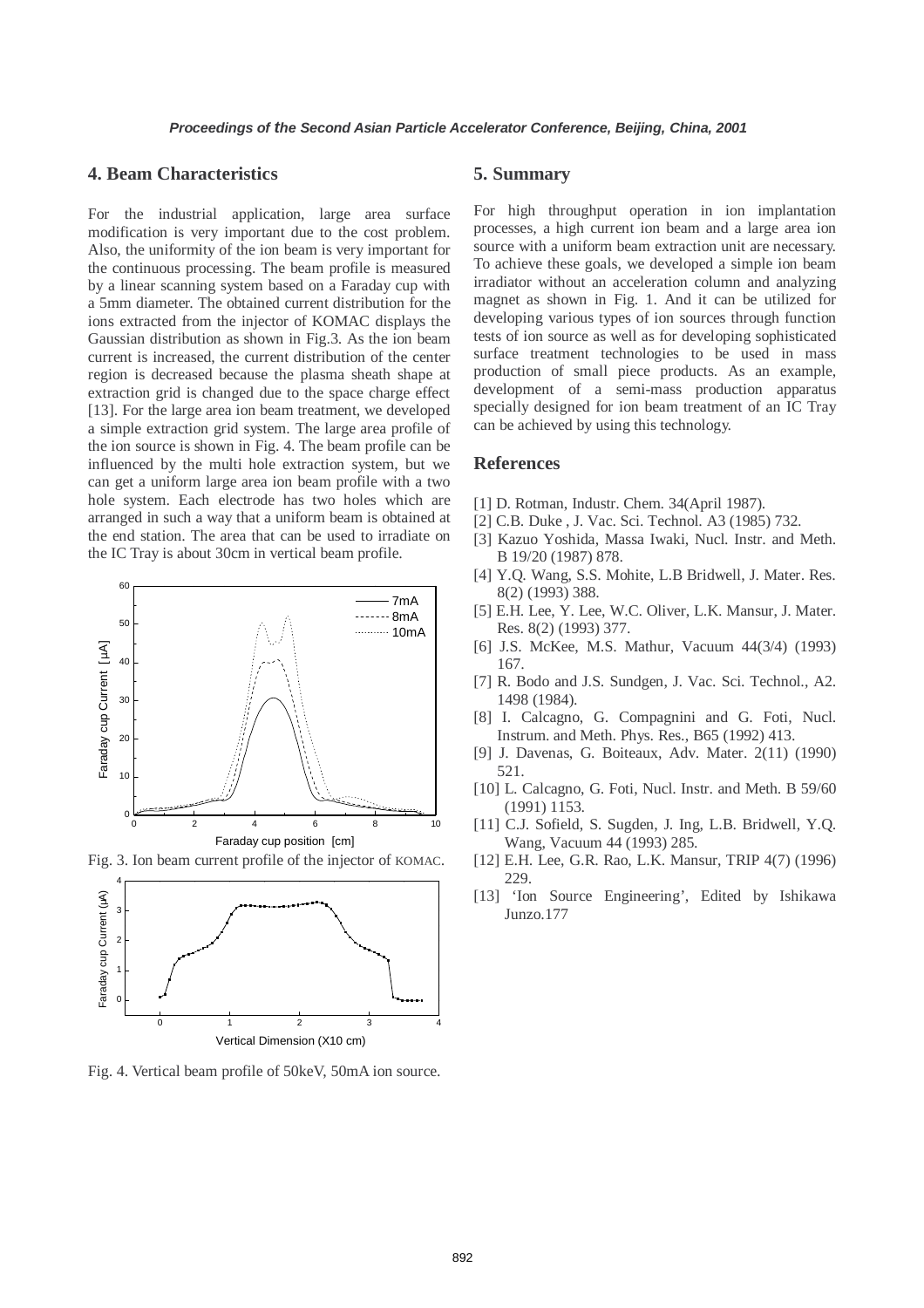## 4. Beam Characteristics

For the industrial application, large area surface modification is very important due to the cost problem. Also, the uniformity of the ion beam is very important for the continuous processing. The beam profile is measured by a linear scanning system based on a Faraday cup with a 5mm diameter. The obtained current distribution for the ions extracted from the injector of KOMAC displays the Gaussian distribution as shown in Fig.3. As the ion beam current is increased, the current distribution of the center region is decreased because the plasma sheath shape at extraction grid is changed due to the space charge effect [13]. For the large area ion beam treatment, we developed a simple extraction grid system. The large area profile of the ion source is shown in Fig. 4. The beam profile can be influenced by the multi hole extraction system, but we can get a uniform large area ion beam profile with a two hole system. Each electrode has two holes which are arranged in such a way that a uniform beam is obtained at the end station. The area that can be used to irradiate on the IC Tray is about 30cm in vertical beam profile.

Faraday cup Current [μA]
0
10
20
30
40
50
60
0 2 4 6 8 10
Faraday cup position [cm]
7mA
8mA
10mA

Fig. 3. Ion beam current profile of the injector of KOMAC.

Faraday cup Current (μA)
0
1
2
3
4
0 1 2 3 4
Vertical Dimension (X10 cm)

Fig. 4. Vertical beam profile of 50keV, 50mA ion source.

## 5. Summary

For high throughput operation in ion implantation processes, a high current ion beam and a large area ion source with a uniform beam extraction unit are necessary. To achieve these goals, we developed a simple ion beam irradiator without an acceleration column and analyzing magnet as shown in Fig. 1. And it can be utilized for developing various types of ion sources through function tests of ion source as well as for developing sophisticated surface treatment technologies to be used in mass production of small piece products. As an example, development of a semi-mass production apparatus specially designed for ion beam treatment of an IC Tray can be achieved by using this technology.

## References

[1] D. Rotman, Industr. Chem. 34(April 1987).

[2] C.B. Duke , J. Vac. Sci. Technol. A3 (1985) 732.

[3] Kazuo Yoshida, Massa Iwaki, Nucl. Instr. and Meth. B 19/20 (1987) 878.

[4] Y.Q. Wang, S.S. Mohite, L.B Bridwell, J. Mater. Res. 8(2) (1993) 388.

[5] E.H. Lee, Y. Lee, W.C. Oliver, L.K. Mansur, J. Mater. Res. 8(2) (1993) 377.

[6] J.S. McKee, M.S. Mathur, Vacuum 44(3/4) (1993) 167.

[7] R. Bodo and J.S. Sundgen, J. Vac. Sci. Technol., A2. 1498 (1984).

[8] I. Calcagno, G. Compagnini and G. Foti, Nucl. Instrum. and Meth. Phys. Res., B65 (1992) 413.

[9] J. Davenas, G. Boiteaux, Adv. Mater. 2(11) (1990) 521.

[10] L. Calcagno, G. Foti, Nucl. Instr. and Meth. B 59/60 (1991) 1153.

[11] C.J. Sofield, S. Sugden, J. Ing, L.B. Bridwell, Y.Q. Wang, Vacuum 44 (1993) 285.

[12] E.H. Lee, G.R. Rao, L.K. Mansur, TRIP 4(7) (1996) 229.

[13] 'Ion Source Engineering', Edited by Ishikawa Junzo.177